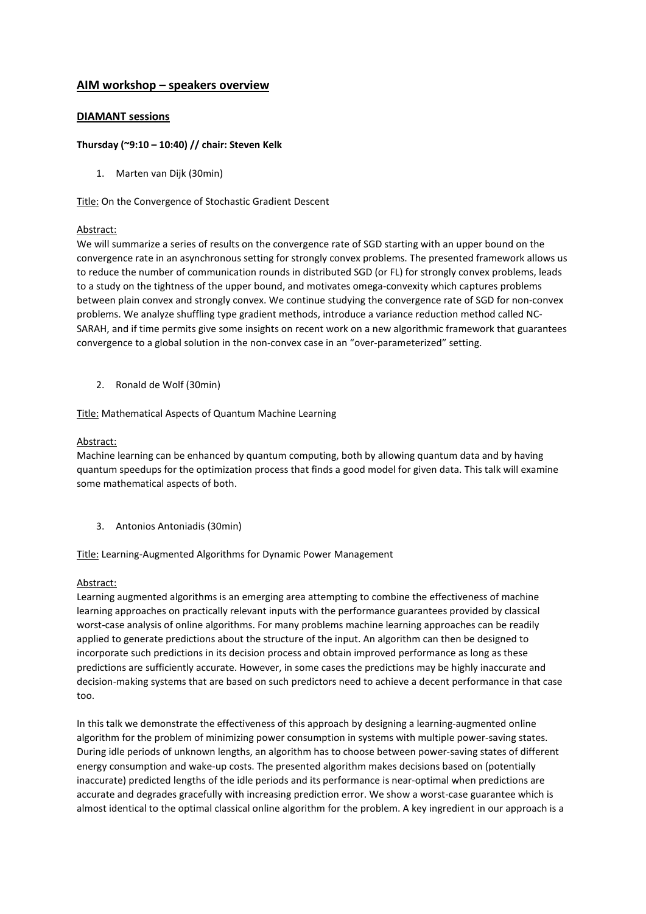## AIM workshop – speakers overview

### DIAMANT sessions

**Thursday (~9:10 – 10:40) // chair: Steven Kelk**

1. Marten van Dijk (30min)

Title: On the Convergence of Stochastic Gradient Descent

Abstract:
We will summarize a series of results on the convergence rate of SGD starting with an upper bound on the convergence rate in an asynchronous setting for strongly convex problems. The presented framework allows us to reduce the number of communication rounds in distributed SGD (or FL) for strongly convex problems, leads to a study on the tightness of the upper bound, and motivates omega-convexity which captures problems between plain convex and strongly convex. We continue studying the convergence rate of SGD for non-convex problems. We analyze shuffling type gradient methods, introduce a variance reduction method called NC-SARAH, and if time permits give some insights on recent work on a new algorithmic framework that guarantees convergence to a global solution in the non-convex case in an "over-parameterized" setting.

2. Ronald de Wolf (30min)

Title: Mathematical Aspects of Quantum Machine Learning

Abstract:
Machine learning can be enhanced by quantum computing, both by allowing quantum data and by having quantum speedups for the optimization process that finds a good model for given data. This talk will examine some mathematical aspects of both.

3. Antonios Antoniadis (30min)

Title: Learning-Augmented Algorithms for Dynamic Power Management

Abstract:
Learning augmented algorithms is an emerging area attempting to combine the effectiveness of machine learning approaches on practically relevant inputs with the performance guarantees provided by classical worst-case analysis of online algorithms. For many problems machine learning approaches can be readily applied to generate predictions about the structure of the input. An algorithm can then be designed to incorporate such predictions in its decision process and obtain improved performance as long as these predictions are sufficiently accurate. However, in some cases the predictions may be highly inaccurate and decision-making systems that are based on such predictors need to achieve a decent performance in that case too.

In this talk we demonstrate the effectiveness of this approach by designing a learning-augmented online algorithm for the problem of minimizing power consumption in systems with multiple power-saving states. During idle periods of unknown lengths, an algorithm has to choose between power-saving states of different energy consumption and wake-up costs. The presented algorithm makes decisions based on (potentially inaccurate) predicted lengths of the idle periods and its performance is near-optimal when predictions are accurate and degrades gracefully with increasing prediction error. We show a worst-case guarantee which is almost identical to the optimal classical online algorithm for the problem. A key ingredient in our approach is a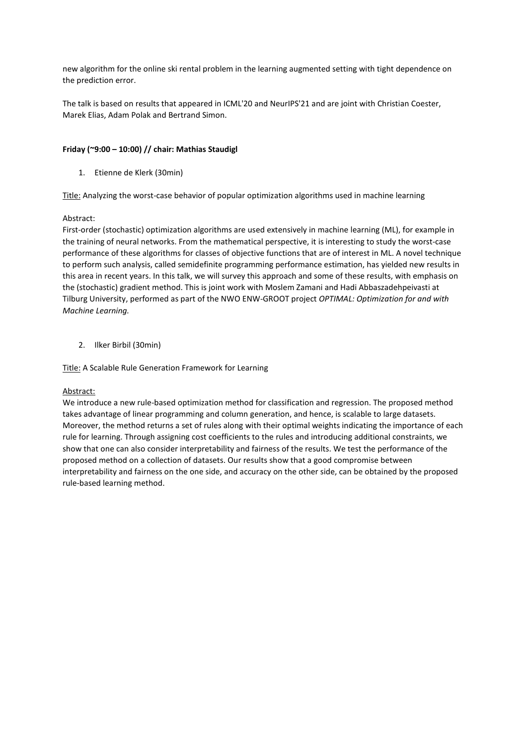new algorithm for the online ski rental problem in the learning augmented setting with tight dependence on the prediction error.

The talk is based on results that appeared in ICML'20 and NeurIPS'21 and are joint with Christian Coester, Marek Elias, Adam Polak and Bertrand Simon.

**Friday (~9:00 – 10:00) // chair: Mathias Staudigl**

1. Etienne de Klerk (30min)

Title: Analyzing the worst-case behavior of popular optimization algorithms used in machine learning

Abstract:
First-order (stochastic) optimization algorithms are used extensively in machine learning (ML), for example in the training of neural networks. From the mathematical perspective, it is interesting to study the worst-case performance of these algorithms for classes of objective functions that are of interest in ML. A novel technique to perform such analysis, called semidefinite programming performance estimation, has yielded new results in this area in recent years. In this talk, we will survey this approach and some of these results, with emphasis on the (stochastic) gradient method. This is joint work with Moslem Zamani and Hadi Abbaszadehpeivasti at Tilburg University, performed as part of the NWO ENW-GROOT project *OPTIMAL: Optimization for and with Machine Learning.*

2. Ilker Birbil (30min)

Title: A Scalable Rule Generation Framework for Learning

Abstract:
We introduce a new rule-based optimization method for classification and regression. The proposed method takes advantage of linear programming and column generation, and hence, is scalable to large datasets. Moreover, the method returns a set of rules along with their optimal weights indicating the importance of each rule for learning. Through assigning cost coefficients to the rules and introducing additional constraints, we show that one can also consider interpretability and fairness of the results. We test the performance of the proposed method on a collection of datasets. Our results show that a good compromise between interpretability and fairness on the one side, and accuracy on the other side, can be obtained by the proposed rule-based learning method.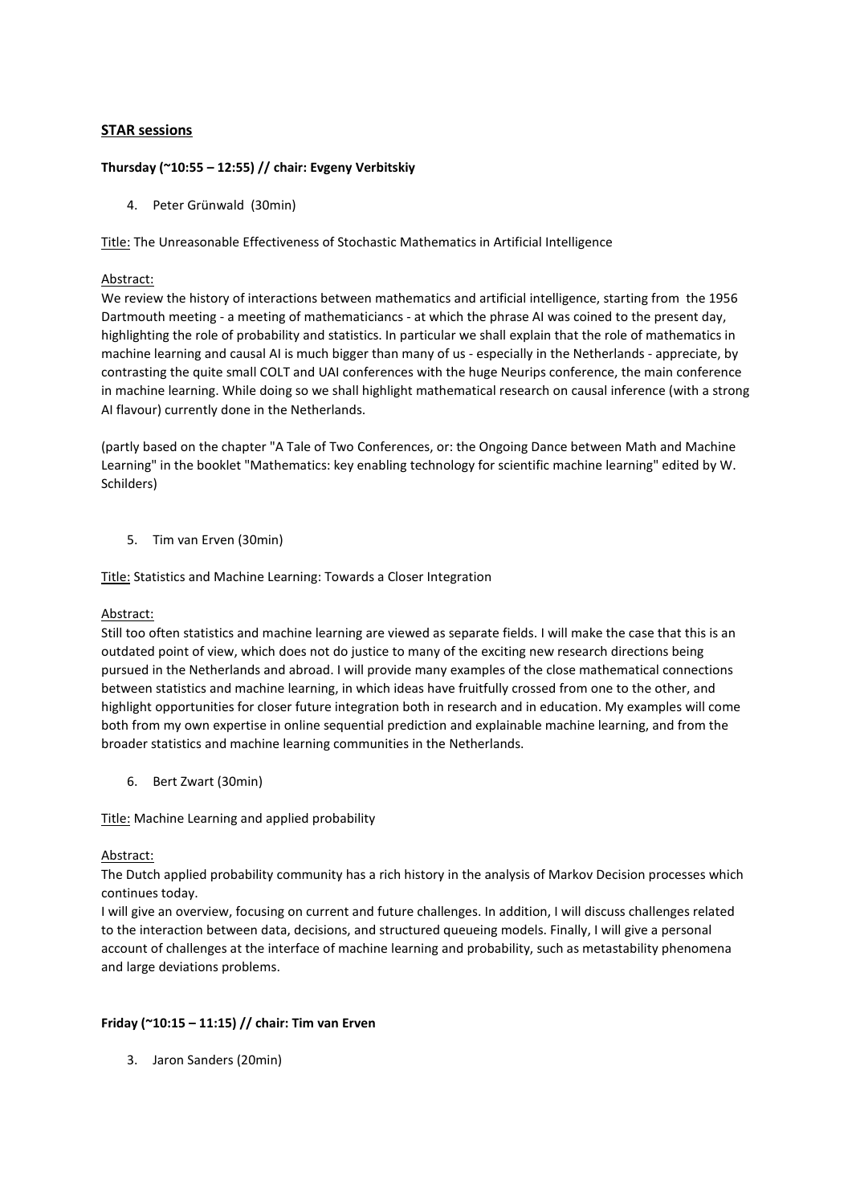## STAR sessions

**Thursday (~10:55 – 12:55) // chair: Evgeny Verbitskiy**

4. Peter Grünwald (30min)

Title: The Unreasonable Effectiveness of Stochastic Mathematics in Artificial Intelligence

Abstract:

We review the history of interactions between mathematics and artificial intelligence, starting from the 1956 Dartmouth meeting - a meeting of mathematiciancs - at which the phrase AI was coined to the present day, highlighting the role of probability and statistics. In particular we shall explain that the role of mathematics in machine learning and causal AI is much bigger than many of us - especially in the Netherlands - appreciate, by contrasting the quite small COLT and UAI conferences with the huge Neurips conference, the main conference in machine learning. While doing so we shall highlight mathematical research on causal inference (with a strong AI flavour) currently done in the Netherlands.

(partly based on the chapter "A Tale of Two Conferences, or: the Ongoing Dance between Math and Machine Learning" in the booklet "Mathematics: key enabling technology for scientific machine learning" edited by W. Schilders)

5. Tim van Erven (30min)

Title: Statistics and Machine Learning: Towards a Closer Integration

Abstract:

Still too often statistics and machine learning are viewed as separate fields. I will make the case that this is an outdated point of view, which does not do justice to many of the exciting new research directions being pursued in the Netherlands and abroad. I will provide many examples of the close mathematical connections between statistics and machine learning, in which ideas have fruitfully crossed from one to the other, and highlight opportunities for closer future integration both in research and in education. My examples will come both from my own expertise in online sequential prediction and explainable machine learning, and from the broader statistics and machine learning communities in the Netherlands.

6. Bert Zwart (30min)

Title: Machine Learning and applied probability

Abstract:

The Dutch applied probability community has a rich history in the analysis of Markov Decision processes which continues today.

I will give an overview, focusing on current and future challenges. In addition, I will discuss challenges related to the interaction between data, decisions, and structured queueing models. Finally, I will give a personal account of challenges at the interface of machine learning and probability, such as metastability phenomena and large deviations problems.

**Friday (~10:15 – 11:15) // chair: Tim van Erven**

3. Jaron Sanders (20min)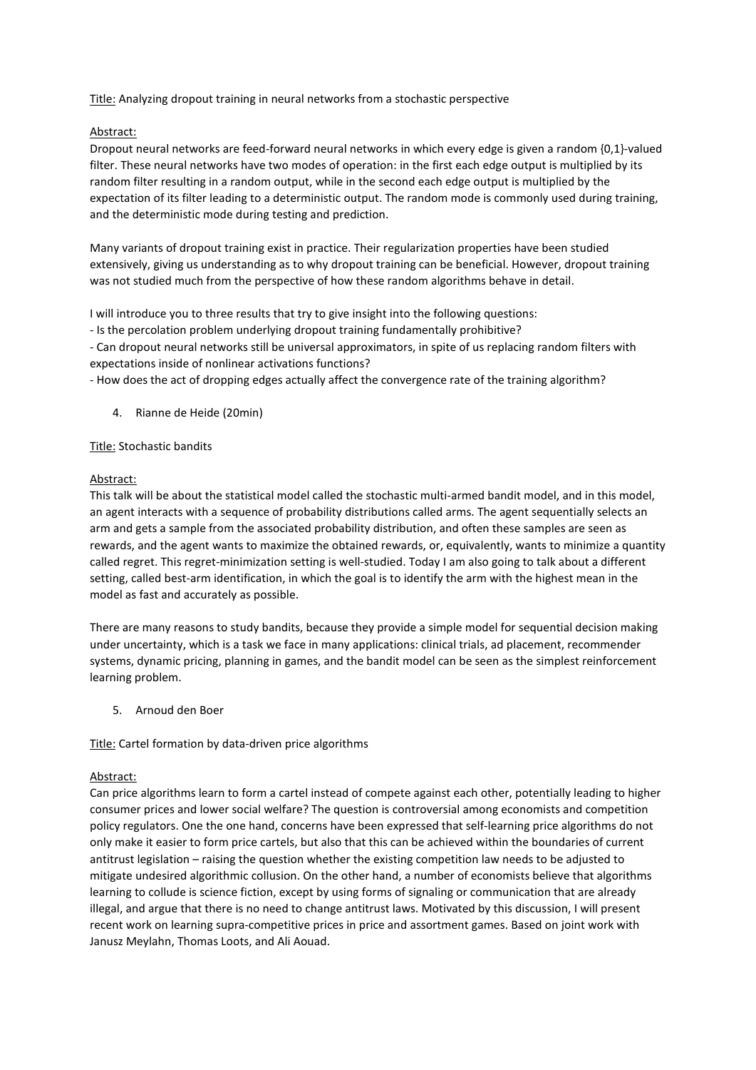Title: Analyzing dropout training in neural networks from a stochastic perspective

Abstract:
Dropout neural networks are feed-forward neural networks in which every edge is given a random {0,1}-valued filter. These neural networks have two modes of operation: in the first each edge output is multiplied by its random filter resulting in a random output, while in the second each edge output is multiplied by the expectation of its filter leading to a deterministic output. The random mode is commonly used during training, and the deterministic mode during testing and prediction.

Many variants of dropout training exist in practice. Their regularization properties have been studied extensively, giving us understanding as to why dropout training can be beneficial. However, dropout training was not studied much from the perspective of how these random algorithms behave in detail.

I will introduce you to three results that try to give insight into the following questions:
- Is the percolation problem underlying dropout training fundamentally prohibitive?
- Can dropout neural networks still be universal approximators, in spite of us replacing random filters with expectations inside of nonlinear activations functions?
- How does the act of dropping edges actually affect the convergence rate of the training algorithm?

4. Rianne de Heide (20min)

Title: Stochastic bandits

Abstract:
This talk will be about the statistical model called the stochastic multi-armed bandit model, and in this model, an agent interacts with a sequence of probability distributions called arms. The agent sequentially selects an arm and gets a sample from the associated probability distribution, and often these samples are seen as rewards, and the agent wants to maximize the obtained rewards, or, equivalently, wants to minimize a quantity called regret. This regret-minimization setting is well-studied. Today I am also going to talk about a different setting, called best-arm identification, in which the goal is to identify the arm with the highest mean in the model as fast and accurately as possible.

There are many reasons to study bandits, because they provide a simple model for sequential decision making under uncertainty, which is a task we face in many applications: clinical trials, ad placement, recommender systems, dynamic pricing, planning in games, and the bandit model can be seen as the simplest reinforcement learning problem.

5. Arnoud den Boer

Title: Cartel formation by data-driven price algorithms

Abstract:
Can price algorithms learn to form a cartel instead of compete against each other, potentially leading to higher consumer prices and lower social welfare? The question is controversial among economists and competition policy regulators. One the one hand, concerns have been expressed that self-learning price algorithms do not only make it easier to form price cartels, but also that this can be achieved within the boundaries of current antitrust legislation – raising the question whether the existing competition law needs to be adjusted to mitigate undesired algorithmic collusion. On the other hand, a number of economists believe that algorithms learning to collude is science fiction, except by using forms of signaling or communication that are already illegal, and argue that there is no need to change antitrust laws. Motivated by this discussion, I will present recent work on learning supra-competitive prices in price and assortment games. Based on joint work with Janusz Meylahn, Thomas Loots, and Ali Aouad.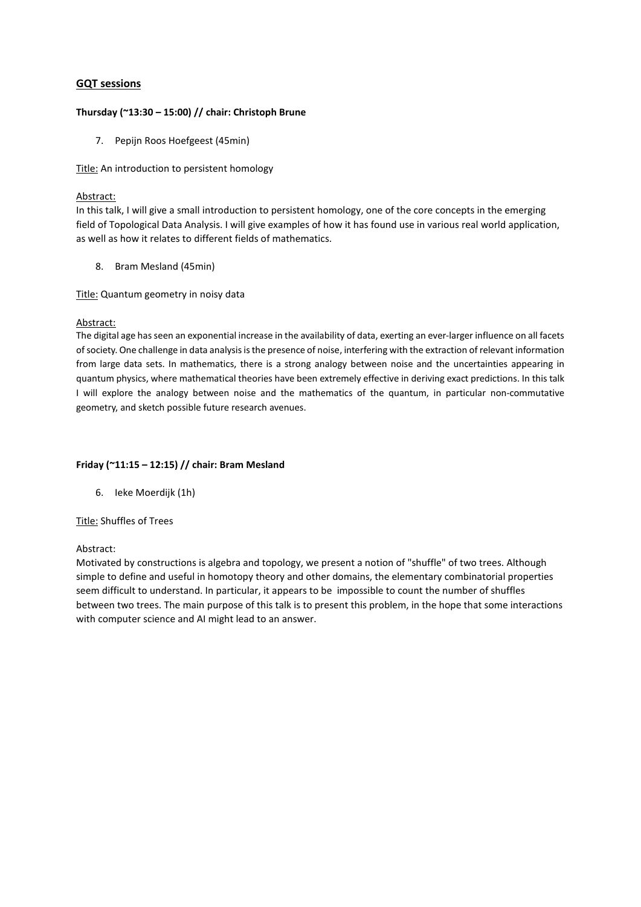## GQT sessions

**Thursday (~13:30 – 15:00) // chair: Christoph Brune**

7. Pepijn Roos Hoefgeest (45min)

Title: An introduction to persistent homology

Abstract:
In this talk, I will give a small introduction to persistent homology, one of the core concepts in the emerging field of Topological Data Analysis. I will give examples of how it has found use in various real world application, as well as how it relates to different fields of mathematics.

8. Bram Mesland (45min)

Title: Quantum geometry in noisy data

Abstract:
The digital age has seen an exponential increase in the availability of data, exerting an ever-larger influence on all facets of society. One challenge in data analysis is the presence of noise, interfering with the extraction of relevant information from large data sets. In mathematics, there is a strong analogy between noise and the uncertainties appearing in quantum physics, where mathematical theories have been extremely effective in deriving exact predictions. In this talk I will explore the analogy between noise and the mathematics of the quantum, in particular non-commutative geometry, and sketch possible future research avenues.

**Friday (~11:15 – 12:15) // chair: Bram Mesland**

6. Ieke Moerdijk (1h)

Title: Shuffles of Trees

Abstract:
Motivated by constructions is algebra and topology, we present a notion of "shuffle" of two trees. Although simple to define and useful in homotopy theory and other domains, the elementary combinatorial properties seem difficult to understand. In particular, it appears to be impossible to count the number of shuffles between two trees. The main purpose of this talk is to present this problem, in the hope that some interactions with computer science and AI might lead to an answer.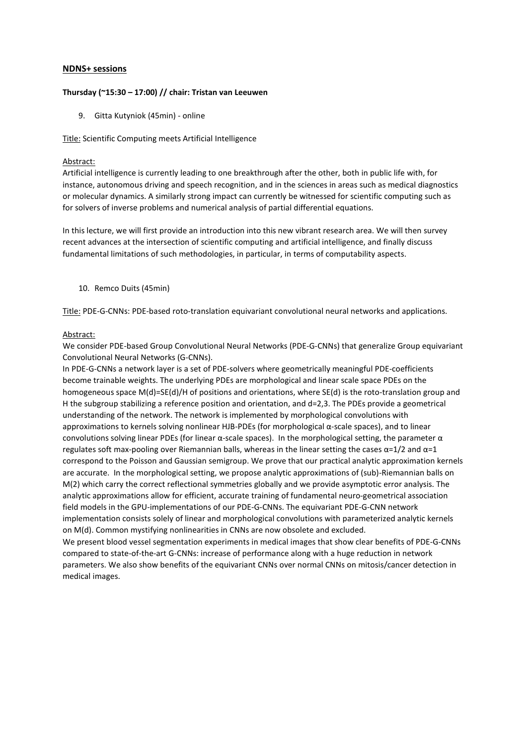## NDNS+ sessions

**Thursday (~15:30 – 17:00) // chair: Tristan van Leeuwen**

9. Gitta Kutyniok (45min) - online

Title: Scientific Computing meets Artificial Intelligence

Abstract:
Artificial intelligence is currently leading to one breakthrough after the other, both in public life with, for instance, autonomous driving and speech recognition, and in the sciences in areas such as medical diagnostics or molecular dynamics. A similarly strong impact can currently be witnessed for scientific computing such as for solvers of inverse problems and numerical analysis of partial differential equations.

In this lecture, we will first provide an introduction into this new vibrant research area. We will then survey recent advances at the intersection of scientific computing and artificial intelligence, and finally discuss fundamental limitations of such methodologies, in particular, in terms of computability aspects.

10. Remco Duits (45min)

Title: PDE-G-CNNs: PDE-based roto-translation equivariant convolutional neural networks and applications.

Abstract:
We consider PDE-based Group Convolutional Neural Networks (PDE-G-CNNs) that generalize Group equivariant Convolutional Neural Networks (G-CNNs).
In PDE-G-CNNs a network layer is a set of PDE-solvers where geometrically meaningful PDE-coefficients become trainable weights. The underlying PDEs are morphological and linear scale space PDEs on the homogeneous space $M(d)=SE(d)/H$ of positions and orientations, where $SE(d)$ is the roto-translation group and $H$ the subgroup stabilizing a reference position and orientation, and $d=2,3$. The PDEs provide a geometrical understanding of the network. The network is implemented by morphological convolutions with approximations to kernels solving nonlinear HJB-PDEs (for morphological $\alpha$-scale spaces), and to linear convolutions solving linear PDEs (for linear $\alpha$-scale spaces). In the morphological setting, the parameter $\alpha$ regulates soft max-pooling over Riemannian balls, whereas in the linear setting the cases $\alpha=1/2$ and $\alpha=1$ correspond to the Poisson and Gaussian semigroup. We prove that our practical analytic approximation kernels are accurate. In the morphological setting, we propose analytic approximations of (sub)-Riemannian balls on $M(2)$ which carry the correct reflectional symmetries globally and we provide asymptotic error analysis. The analytic approximations allow for efficient, accurate training of fundamental neuro-geometrical association field models in the GPU-implementations of our PDE-G-CNNs. The equivariant PDE-G-CNN network implementation consists solely of linear and morphological convolutions with parameterized analytic kernels on $M(d)$. Common mystifying nonlinearities in CNNs are now obsolete and excluded.
We present blood vessel segmentation experiments in medical images that show clear benefits of PDE-G-CNNs compared to state-of-the-art G-CNNs: increase of performance along with a huge reduction in network parameters. We also show benefits of the equivariant CNNs over normal CNNs on mitosis/cancer detection in medical images.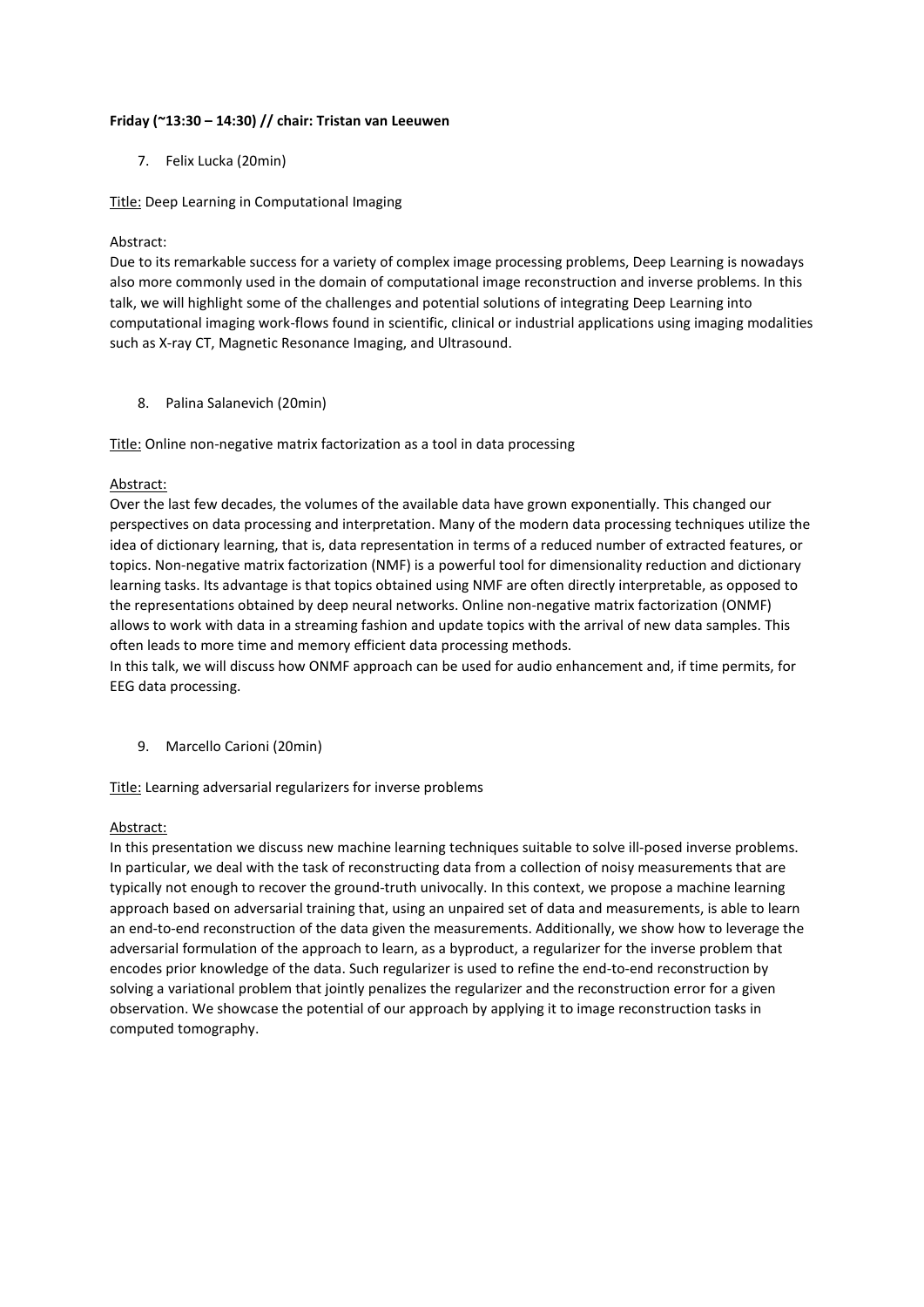**Friday (~13:30 – 14:30) // chair: Tristan van Leeuwen**

7. Felix Lucka (20min)

Title: Deep Learning in Computational Imaging

Abstract:
Due to its remarkable success for a variety of complex image processing problems, Deep Learning is nowadays also more commonly used in the domain of computational image reconstruction and inverse problems. In this talk, we will highlight some of the challenges and potential solutions of integrating Deep Learning into computational imaging work-flows found in scientific, clinical or industrial applications using imaging modalities such as X-ray CT, Magnetic Resonance Imaging, and Ultrasound.

8. Palina Salanevich (20min)

Title: Online non-negative matrix factorization as a tool in data processing

Abstract:
Over the last few decades, the volumes of the available data have grown exponentially. This changed our perspectives on data processing and interpretation. Many of the modern data processing techniques utilize the idea of dictionary learning, that is, data representation in terms of a reduced number of extracted features, or topics. Non-negative matrix factorization (NMF) is a powerful tool for dimensionality reduction and dictionary learning tasks. Its advantage is that topics obtained using NMF are often directly interpretable, as opposed to the representations obtained by deep neural networks. Online non-negative matrix factorization (ONMF) allows to work with data in a streaming fashion and update topics with the arrival of new data samples. This often leads to more time and memory efficient data processing methods.
In this talk, we will discuss how ONMF approach can be used for audio enhancement and, if time permits, for EEG data processing.

9. Marcello Carioni (20min)

Title: Learning adversarial regularizers for inverse problems

Abstract:
In this presentation we discuss new machine learning techniques suitable to solve ill-posed inverse problems. In particular, we deal with the task of reconstructing data from a collection of noisy measurements that are typically not enough to recover the ground-truth univocally. In this context, we propose a machine learning approach based on adversarial training that, using an unpaired set of data and measurements, is able to learn an end-to-end reconstruction of the data given the measurements. Additionally, we show how to leverage the adversarial formulation of the approach to learn, as a byproduct, a regularizer for the inverse problem that encodes prior knowledge of the data. Such regularizer is used to refine the end-to-end reconstruction by solving a variational problem that jointly penalizes the regularizer and the reconstruction error for a given observation. We showcase the potential of our approach by applying it to image reconstruction tasks in computed tomography.